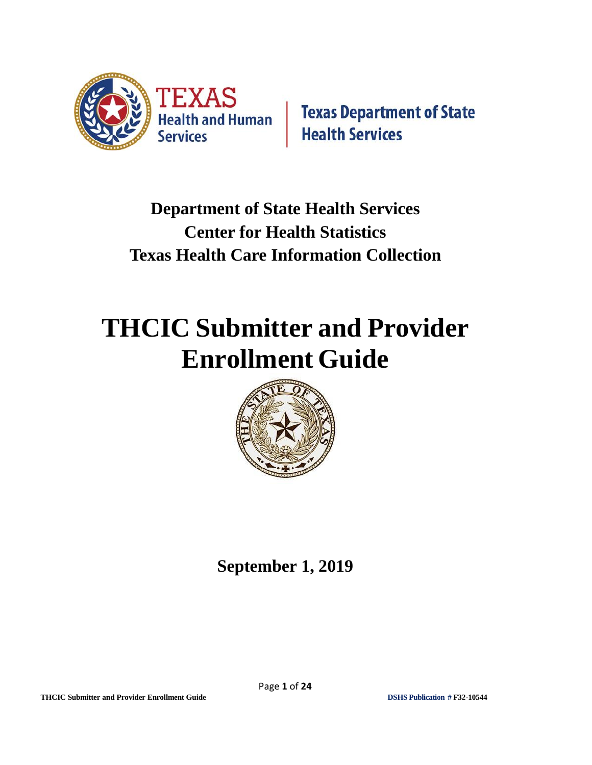TEXAS Health and Human Services

Texas Department of State Health Services

**Department of State Health Services**
**Center for Health Statistics**
**Texas Health Care Information Collection**

# THCIC Submitter and Provider Enrollment Guide

**September 1, 2019**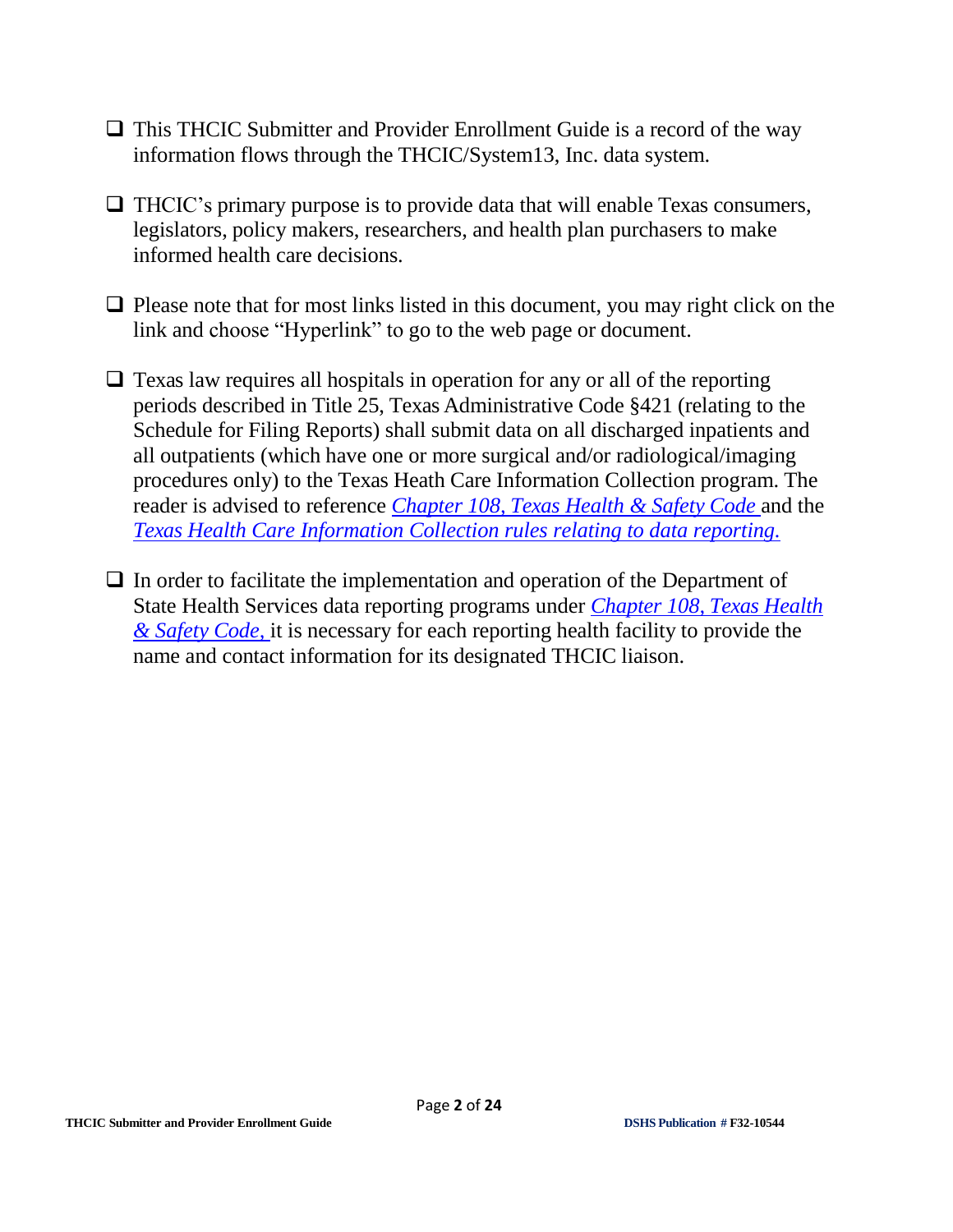- [ ] This THCIC Submitter and Provider Enrollment Guide is a record of the way information flows through the THCIC/System13, Inc. data system.

- [ ] THCIC's primary purpose is to provide data that will enable Texas consumers, legislators, policy makers, researchers, and health plan purchasers to make informed health care decisions.

- [ ] Please note that for most links listed in this document, you may right click on the link and choose "Hyperlink" to go to the web page or document.

- [ ] Texas law requires all hospitals in operation for any or all of the reporting periods described in Title 25, Texas Administrative Code §421 (relating to the Schedule for Filing Reports) shall submit data on all discharged inpatients and all outpatients (which have one or more surgical and/or radiological/imaging procedures only) to the Texas Heath Care Information Collection program. The reader is advised to reference *Chapter 108, Texas Health & Safety Code* and the *Texas Health Care Information Collection rules relating to data reporting.*

- [ ] In order to facilitate the implementation and operation of the Department of State Health Services data reporting programs under *Chapter 108, Texas Health & Safety Code,* it is necessary for each reporting health facility to provide the name and contact information for its designated THCIC liaison.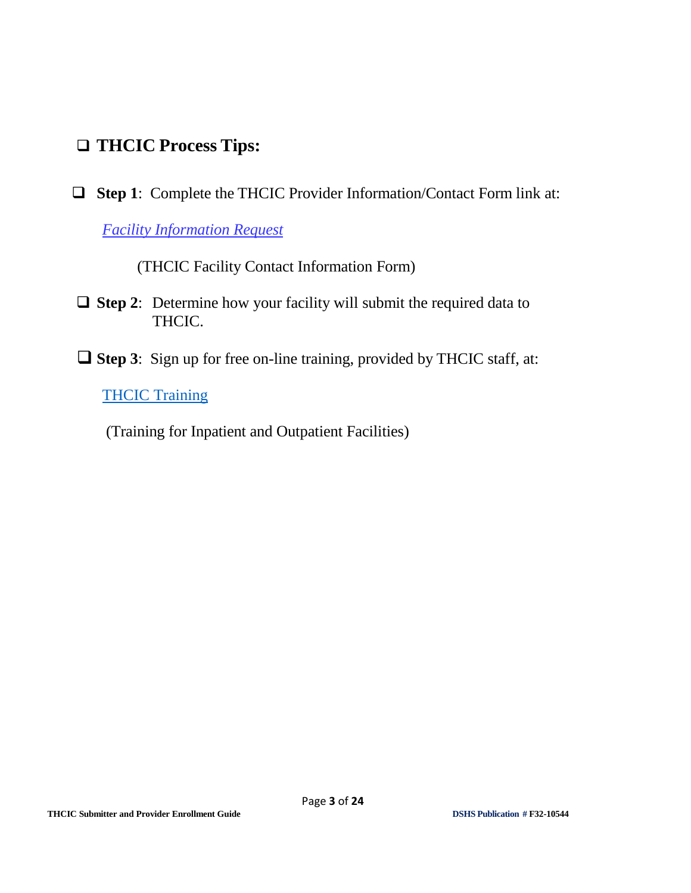## ❑ THCIC Process Tips:

❑ **Step 1**: Complete the THCIC Provider Information/Contact Form link at:

*Facility Information Request*

(THCIC Facility Contact Information Form)

❑ **Step 2**: Determine how your facility will submit the required data to THCIC.

❑ **Step 3**: Sign up for free on-line training, provided by THCIC staff, at:

THCIC Training

(Training for Inpatient and Outpatient Facilities)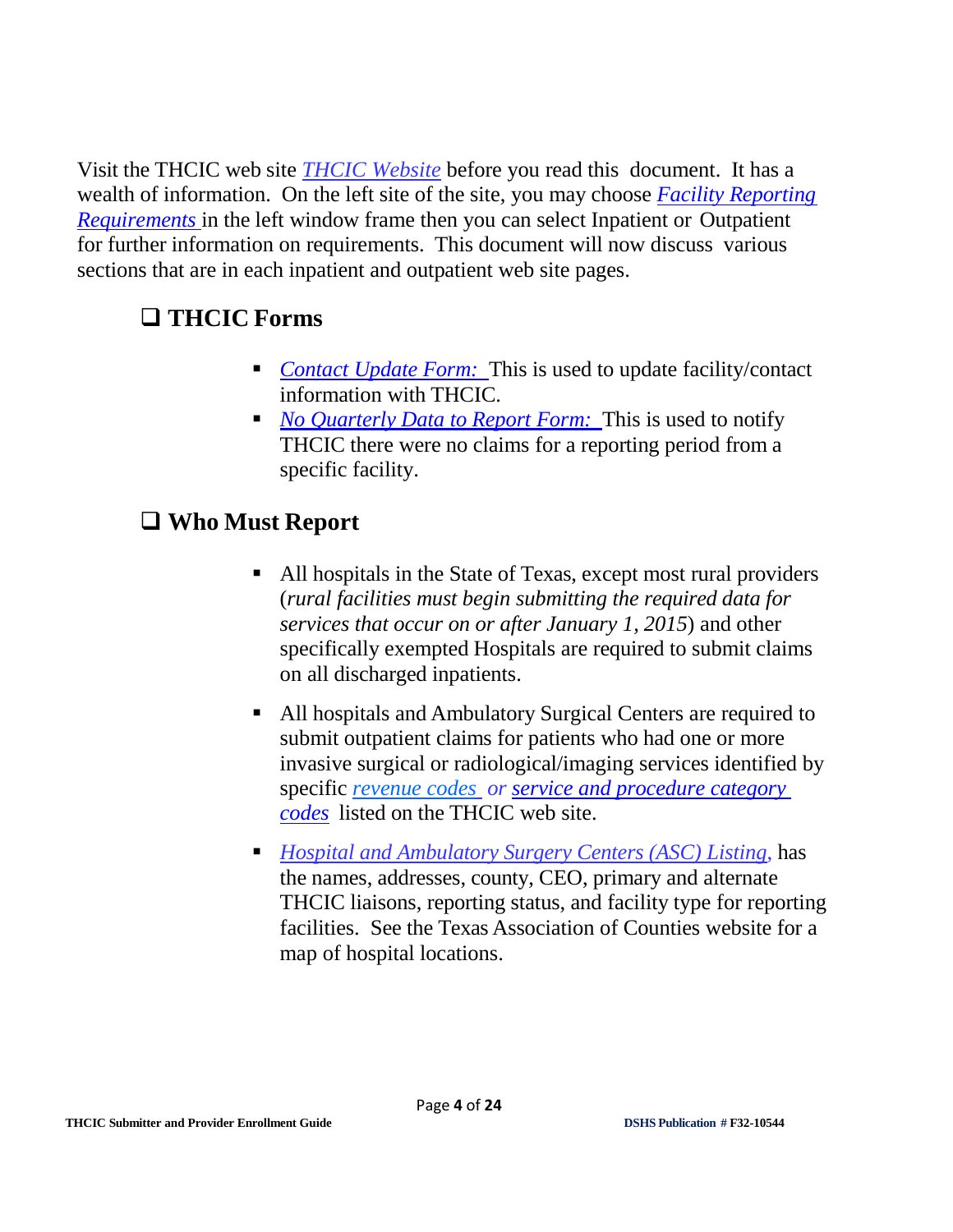Visit the THCIC web site *THCIC Website* before you read this document. It has a wealth of information. On the left site of the site, you may choose *Facility Reporting Requirements* in the left window frame then you can select Inpatient or Outpatient for further information on requirements. This document will now discuss various sections that are in each inpatient and outpatient web site pages.

## ❑ THCIC Forms

- *Contact Update Form:* This is used to update facility/contact information with THCIC.
- *No Quarterly Data to Report Form:* This is used to notify THCIC there were no claims for a reporting period from a specific facility.

## ❑ Who Must Report

- All hospitals in the State of Texas, except most rural providers (*rural facilities must begin submitting the required data for services that occur on or after January 1, 2015*) and other specifically exempted Hospitals are required to submit claims on all discharged inpatients.

- All hospitals and Ambulatory Surgical Centers are required to submit outpatient claims for patients who had one or more invasive surgical or radiological/imaging services identified by specific *revenue codes* *or* *service and procedure category codes* listed on the THCIC web site.

- *Hospital and Ambulatory Surgery Centers (ASC) Listing,* has the names, addresses, county, CEO, primary and alternate THCIC liaisons, reporting status, and facility type for reporting facilities. See the Texas Association of Counties website for a map of hospital locations.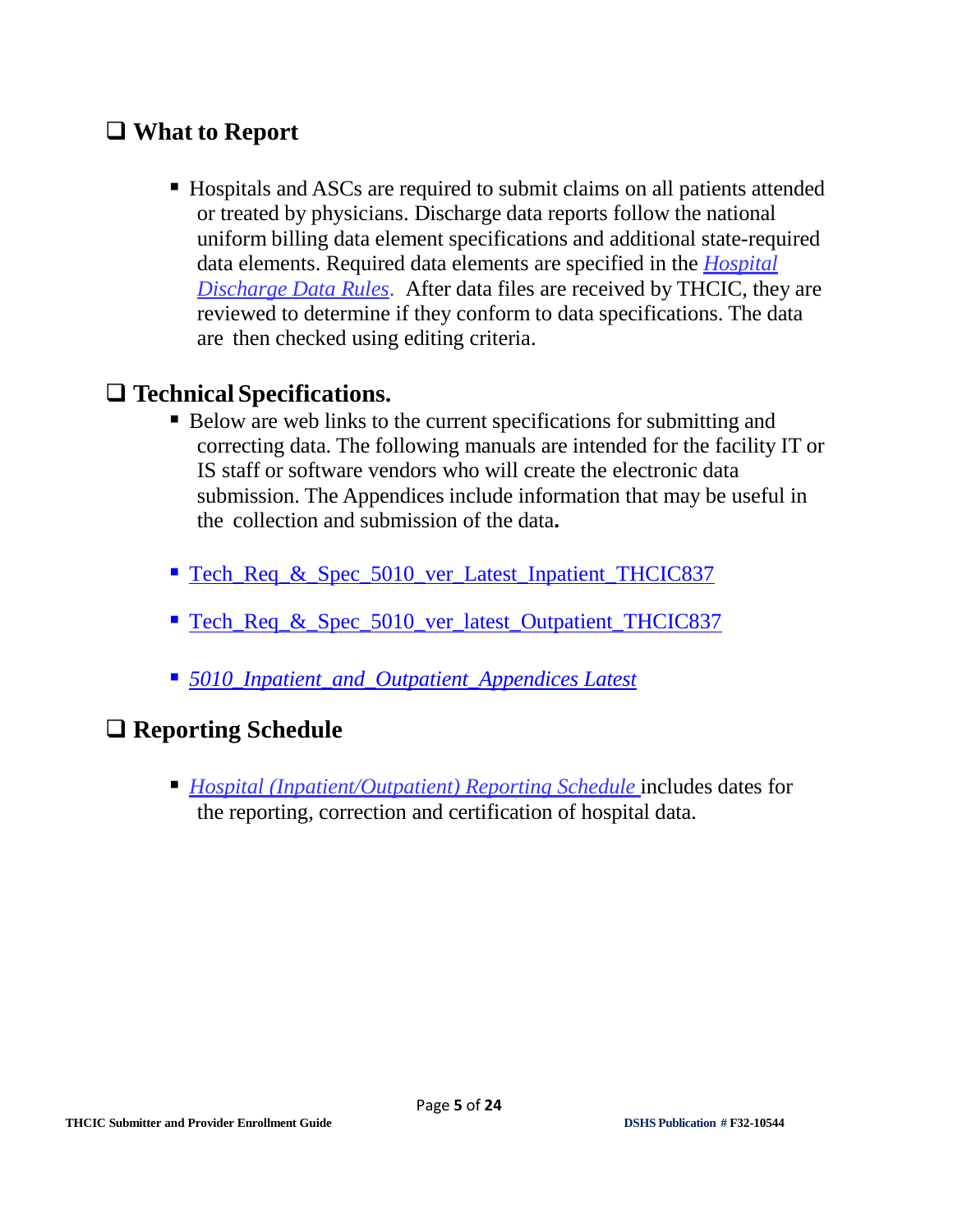## ❑ What to Report

- Hospitals and ASCs are required to submit claims on all patients attended or treated by physicians. Discharge data reports follow the national uniform billing data element specifications and additional state-required data elements. Required data elements are specified in the *Hospital Discharge Data Rules*. After data files are received by THCIC, they are reviewed to determine if they conform to data specifications. The data are then checked using editing criteria.

## ❑ Technical Specifications.

- Below are web links to the current specifications for submitting and correcting data. The following manuals are intended for the facility IT or IS staff or software vendors who will create the electronic data submission. The Appendices include information that may be useful in the collection and submission of the data**.**

- Tech_Req_&_Spec_5010_ver_Latest_Inpatient_THCIC837

- Tech_Req_&_Spec_5010_ver_latest_Outpatient_THCIC837

- *5010_Inpatient_and_Outpatient_Appendices Latest*

## ❑ Reporting Schedule

- *Hospital (Inpatient/Outpatient) Reporting Schedule* includes dates for the reporting, correction and certification of hospital data.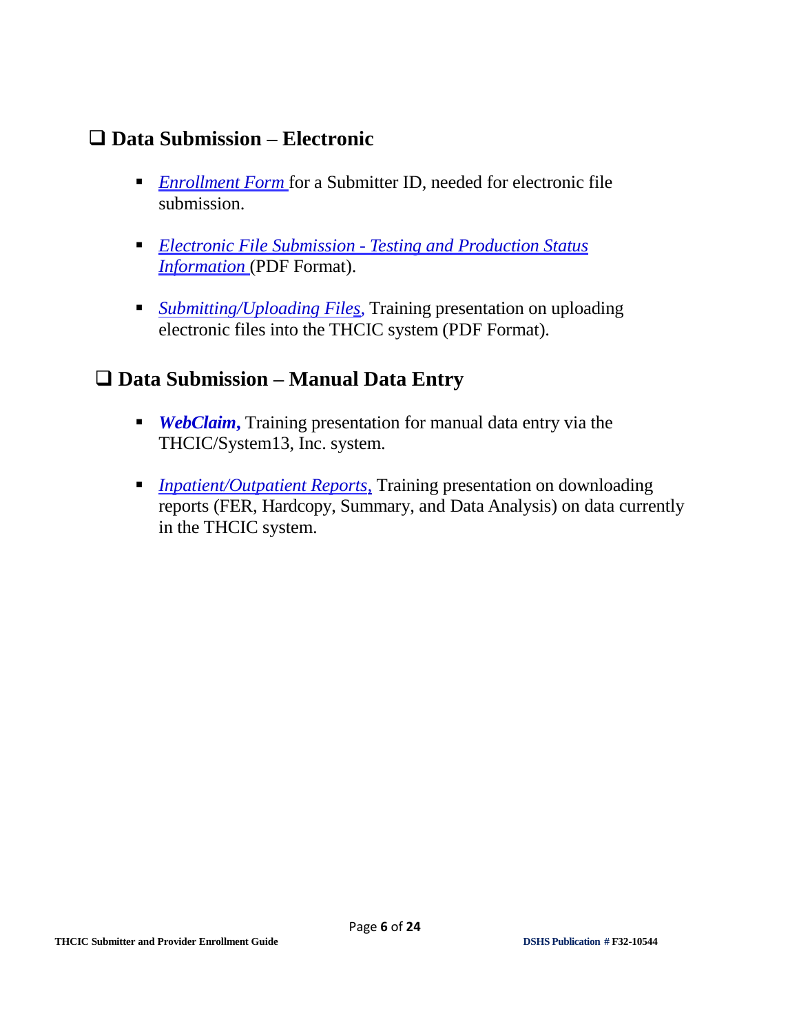## ❑ Data Submission – Electronic

- *Enrollment Form* for a Submitter ID, needed for electronic file submission.

- *Electronic File Submission - Testing and Production Status Information* (PDF Format).

- *Submitting/Uploading Files*, Training presentation on uploading electronic files into the THCIC system (PDF Format).

## ❑ Data Submission – Manual Data Entry

- ***WebClaim*****,** Training presentation for manual data entry via the THCIC/System13, Inc. system.

- *Inpatient/Outpatient Reports*, Training presentation on downloading reports (FER, Hardcopy, Summary, and Data Analysis) on data currently in the THCIC system.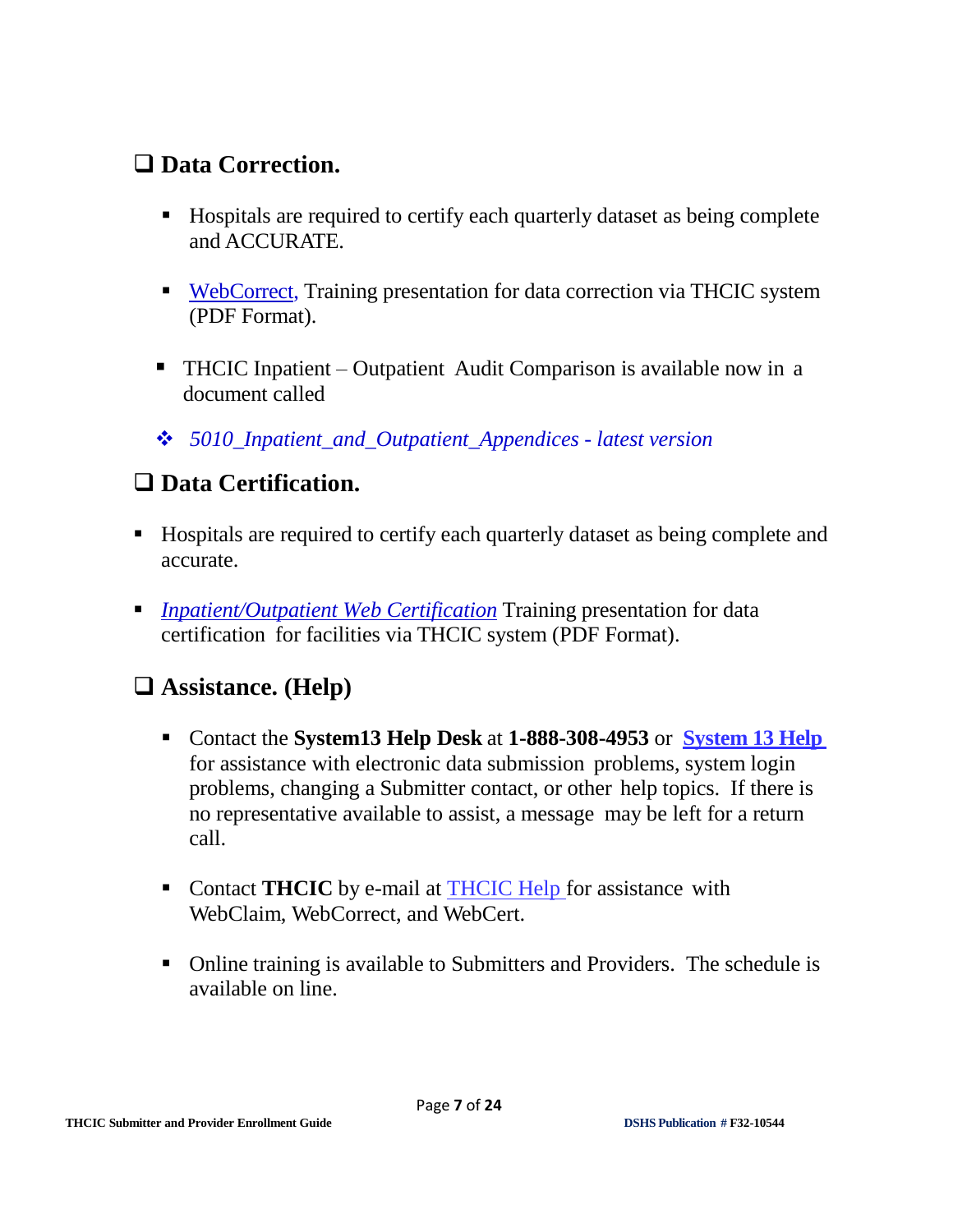## ❑ Data Correction.

- Hospitals are required to certify each quarterly dataset as being complete and ACCURATE.
- WebCorrect, Training presentation for data correction via THCIC system (PDF Format).
- THCIC Inpatient – Outpatient Audit Comparison is available now in a document called
  - *5010_Inpatient_and_Outpatient_Appendices - latest version*

## ❑ Data Certification.

- Hospitals are required to certify each quarterly dataset as being complete and accurate.
- *Inpatient/Outpatient Web Certification* Training presentation for data certification for facilities via THCIC system (PDF Format).

## ❑ Assistance. (Help)

- Contact the **System13 Help Desk** at **1-888-308-4953** or **System 13 Help** for assistance with electronic data submission problems, system login problems, changing a Submitter contact, or other help topics. If there is no representative available to assist, a message may be left for a return call.
- Contact **THCIC** by e-mail at THCIC Help for assistance with WebClaim, WebCorrect, and WebCert.
- Online training is available to Submitters and Providers. The schedule is available on line.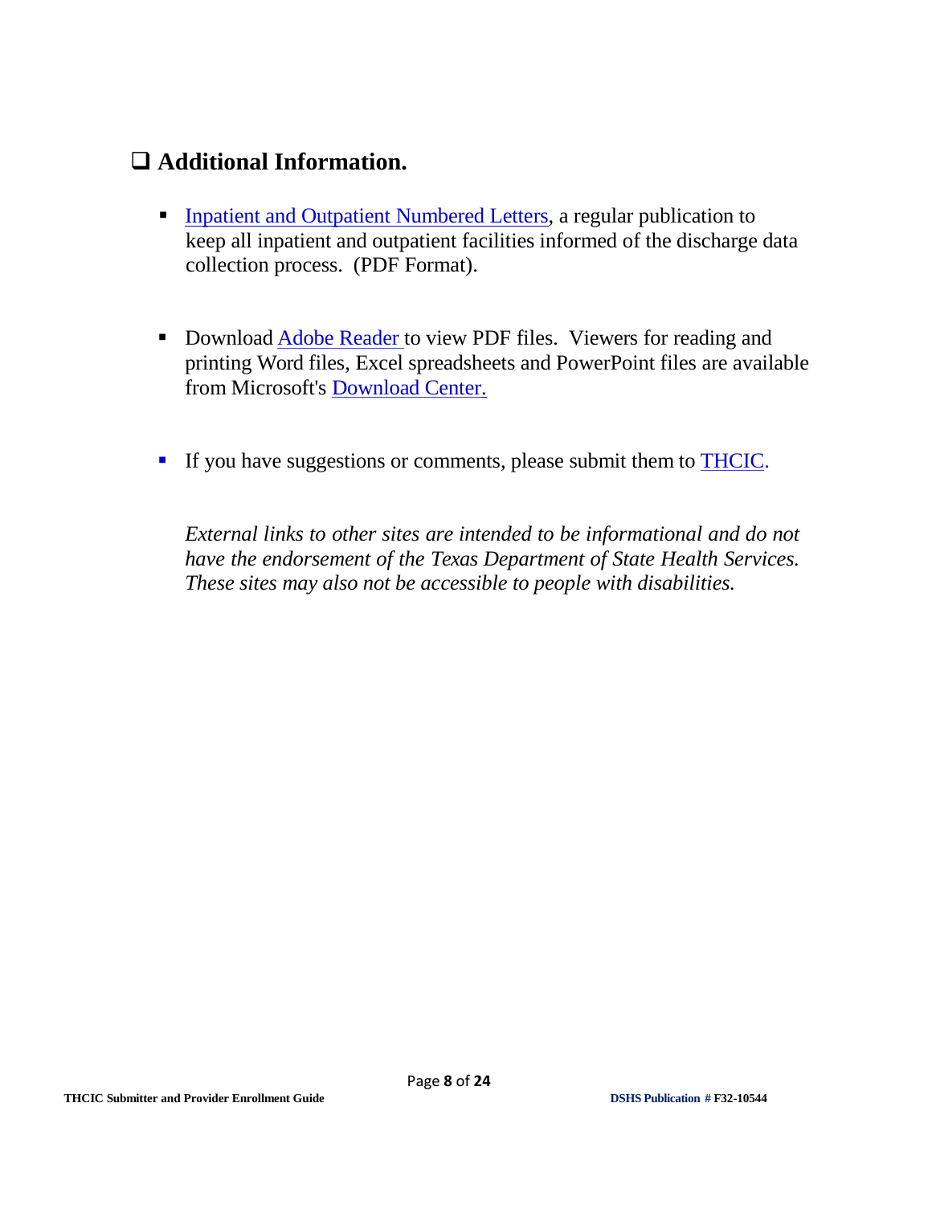## ❑ Additional Information.

- Inpatient and Outpatient Numbered Letters, a regular publication to keep all inpatient and outpatient facilities informed of the discharge data collection process. (PDF Format).

- Download Adobe Reader to view PDF files. Viewers for reading and printing Word files, Excel spreadsheets and PowerPoint files are available from Microsoft's Download Center.

- If you have suggestions or comments, please submit them to THCIC.

*External links to other sites are intended to be informational and do not have the endorsement of the Texas Department of State Health Services. These sites may also not be accessible to people with disabilities.*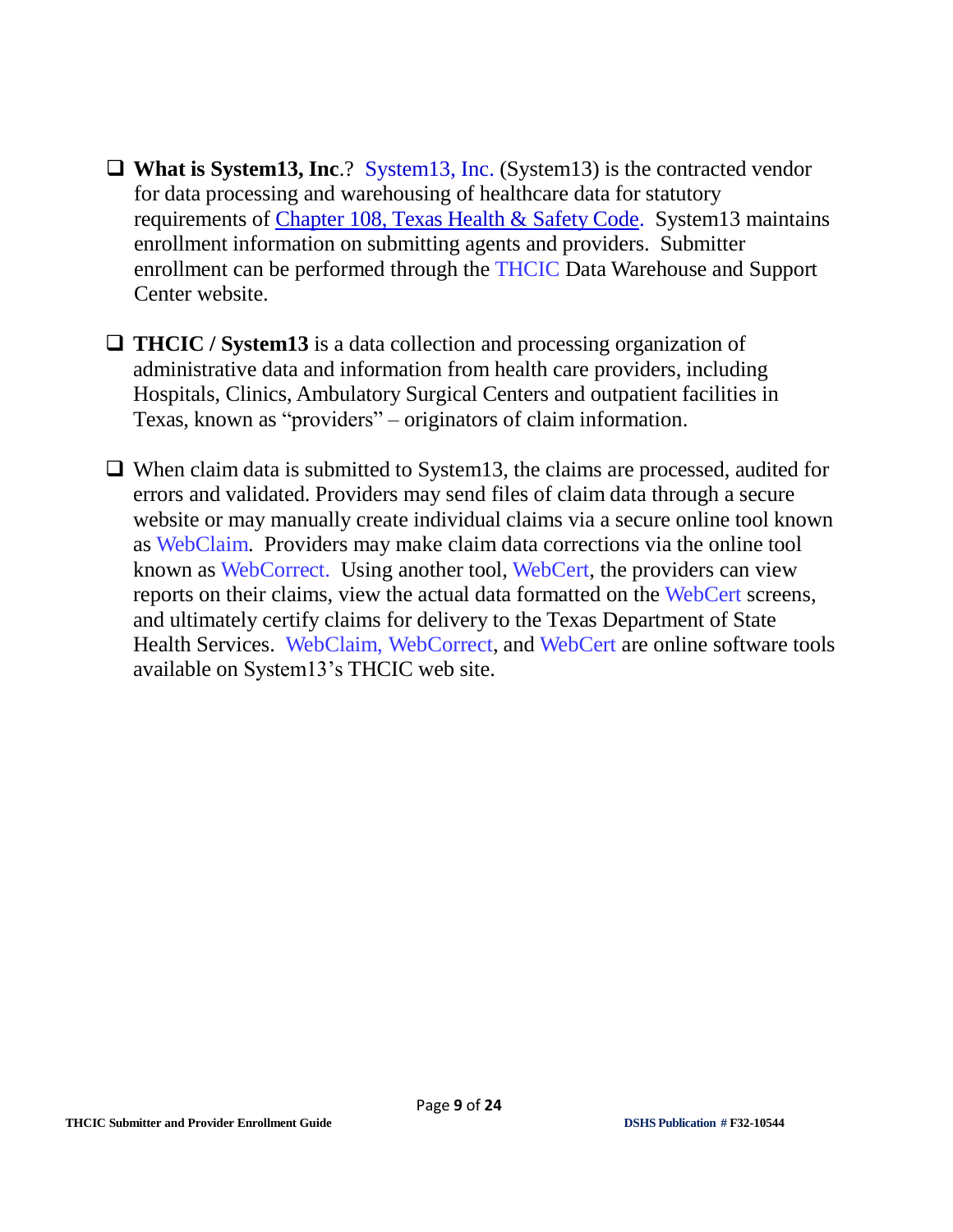- **What is System13, Inc**.? System13, Inc. (System13) is the contracted vendor for data processing and warehousing of healthcare data for statutory requirements of Chapter 108, Texas Health & Safety Code. System13 maintains enrollment information on submitting agents and providers. Submitter enrollment can be performed through the THCIC Data Warehouse and Support Center website.

- **THCIC / System13** is a data collection and processing organization of administrative data and information from health care providers, including Hospitals, Clinics, Ambulatory Surgical Centers and outpatient facilities in Texas, known as "providers" – originators of claim information.

- When claim data is submitted to System13, the claims are processed, audited for errors and validated. Providers may send files of claim data through a secure website or may manually create individual claims via a secure online tool known as WebClaim. Providers may make claim data corrections via the online tool known as WebCorrect. Using another tool, WebCert, the providers can view reports on their claims, view the actual data formatted on the WebCert screens, and ultimately certify claims for delivery to the Texas Department of State Health Services. WebClaim, WebCorrect, and WebCert are online software tools available on System13's THCIC web site.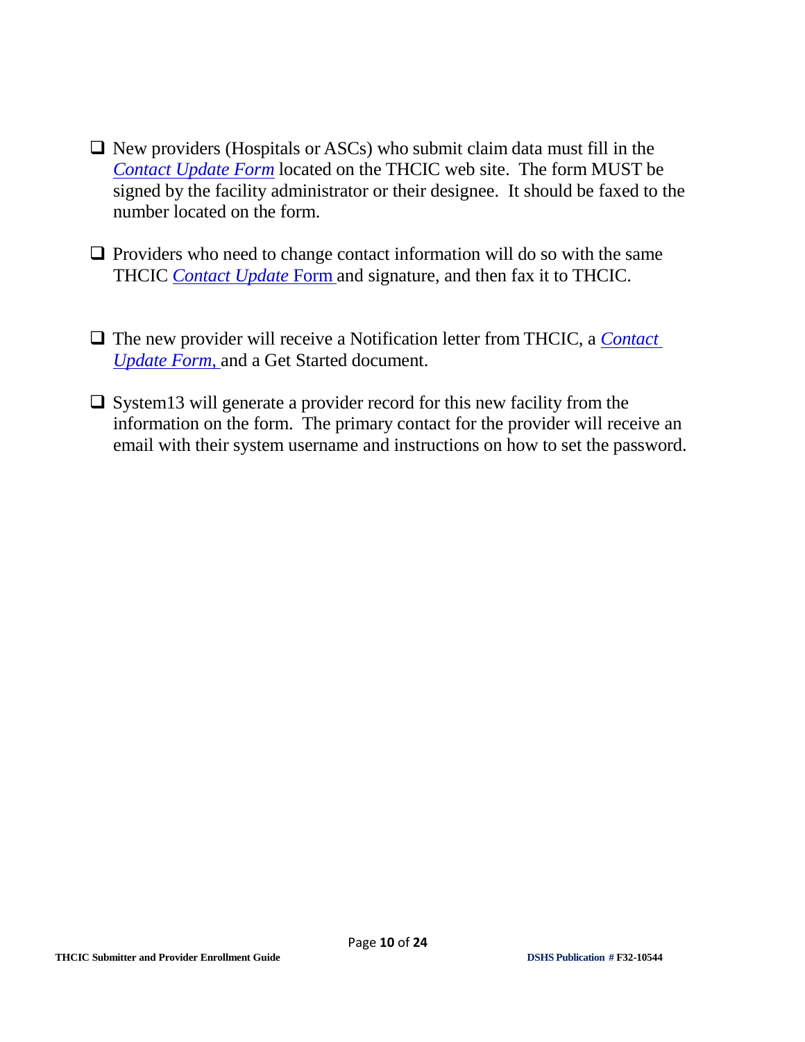- New providers (Hospitals or ASCs) who submit claim data must fill in the *Contact Update Form* located on the THCIC web site. The form MUST be signed by the facility administrator or their designee. It should be faxed to the number located on the form.

- Providers who need to change contact information will do so with the same THCIC *Contact Update* Form and signature, and then fax it to THCIC.

- The new provider will receive a Notification letter from THCIC, a *Contact Update Form,* and a Get Started document.

- System13 will generate a provider record for this new facility from the information on the form. The primary contact for the provider will receive an email with their system username and instructions on how to set the password.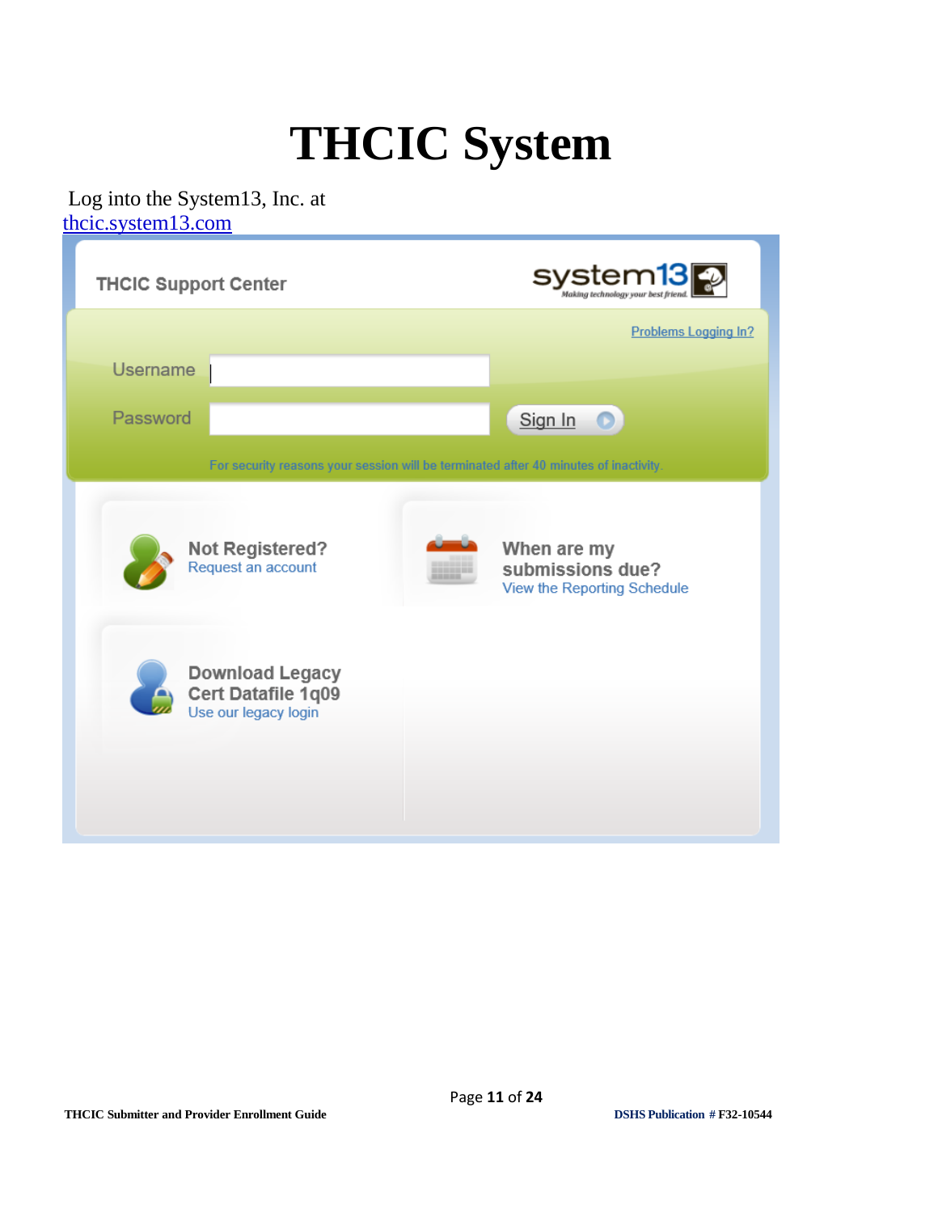# THCIC System

Log into the System13, Inc. at [thcic.system13.com](thcic.system13.com)

THCIC Support Center

system13 Making technology your best friend.

Problems Logging In?

Username

Password

Sign In

For security reasons your session will be terminated after 40 minutes of inactivity.

**Not Registered?**
Request an account

**When are my submissions due?**
View the Reporting Schedule

**Download Legacy Cert Datafile 1q09**
Use our legacy login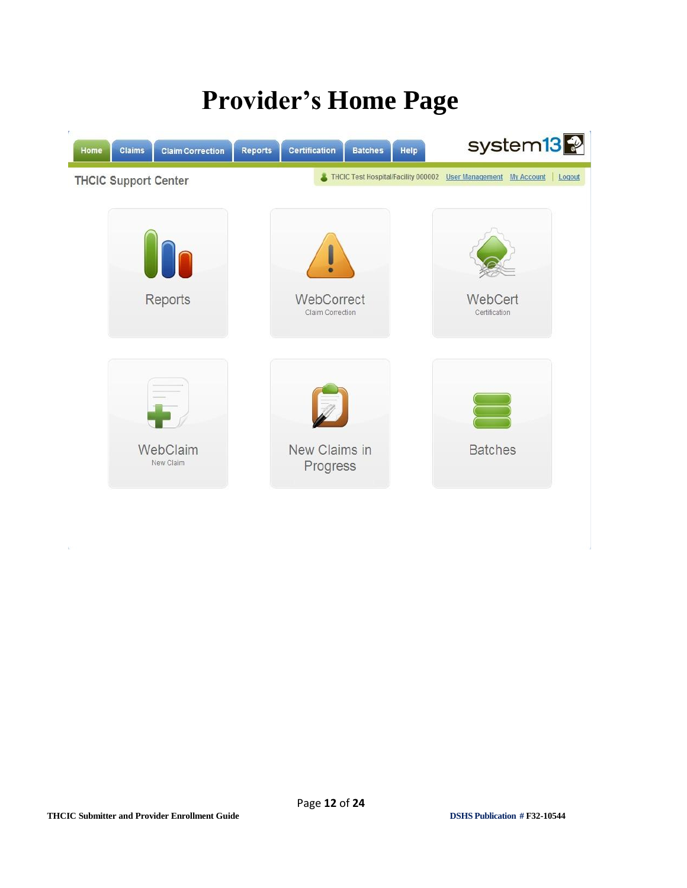# Provider's Home Page

Home | Claims | Claim Correction | Reports | Certification | Batches | Help

system13

THCIC Support Center

THCIC Test Hospital/Facility 000002 | User Management | My Account | Logout

Reports

WebCorrect
Claim Correction

WebCert
Certification

WebClaim
New Claim

New Claims in Progress

Batches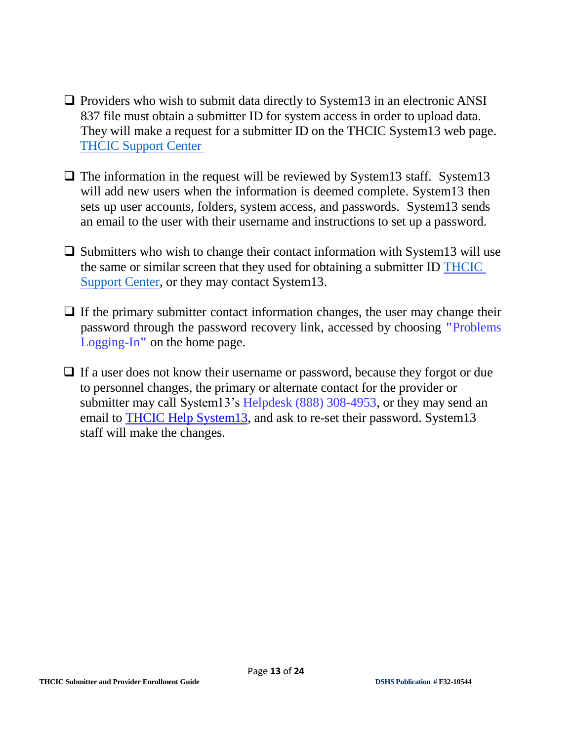- Providers who wish to submit data directly to System13 in an electronic ANSI 837 file must obtain a submitter ID for system access in order to upload data. They will make a request for a submitter ID on the THCIC System13 web page. THCIC Support Center

- The information in the request will be reviewed by System13 staff. System13 will add new users when the information is deemed complete. System13 then sets up user accounts, folders, system access, and passwords. System13 sends an email to the user with their username and instructions to set up a password.

- Submitters who wish to change their contact information with System13 will use the same or similar screen that they used for obtaining a submitter ID THCIC Support Center, or they may contact System13.

- If the primary submitter contact information changes, the user may change their password through the password recovery link, accessed by choosing "Problems Logging-In" on the home page.

- If a user does not know their username or password, because they forgot or due to personnel changes, the primary or alternate contact for the provider or submitter may call System13's Helpdesk (888) 308-4953, or they may send an email to THCIC Help System13, and ask to re-set their password. System13 staff will make the changes.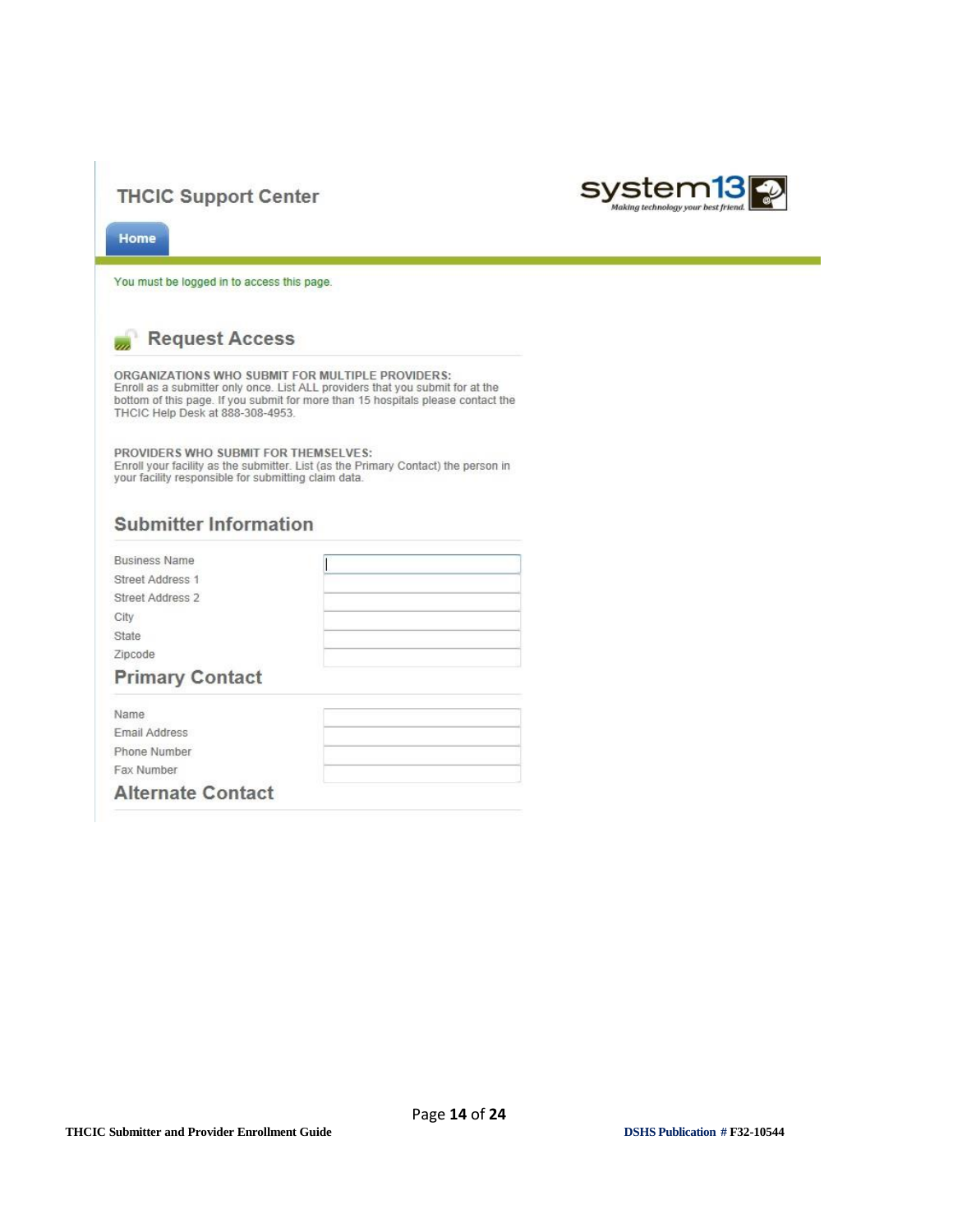THCIC Support Center

system13 *Making technology your best friend.*

Home

You must be logged in to access this page.

## Request Access

**ORGANIZATIONS WHO SUBMIT FOR MULTIPLE PROVIDERS:**
Enroll as a submitter only once. List ALL providers that you submit for at the bottom of this page. If you submit for more than 15 hospitals please contact the THCIC Help Desk at 888-308-4953.

**PROVIDERS WHO SUBMIT FOR THEMSELVES:**
Enroll your facility as the submitter. List (as the Primary Contact) the person in your facility responsible for submitting claim data.

## Submitter Information

Business Name
Street Address 1
Street Address 2
City
State
Zipcode

## Primary Contact

Name
Email Address
Phone Number
Fax Number

## Alternate Contact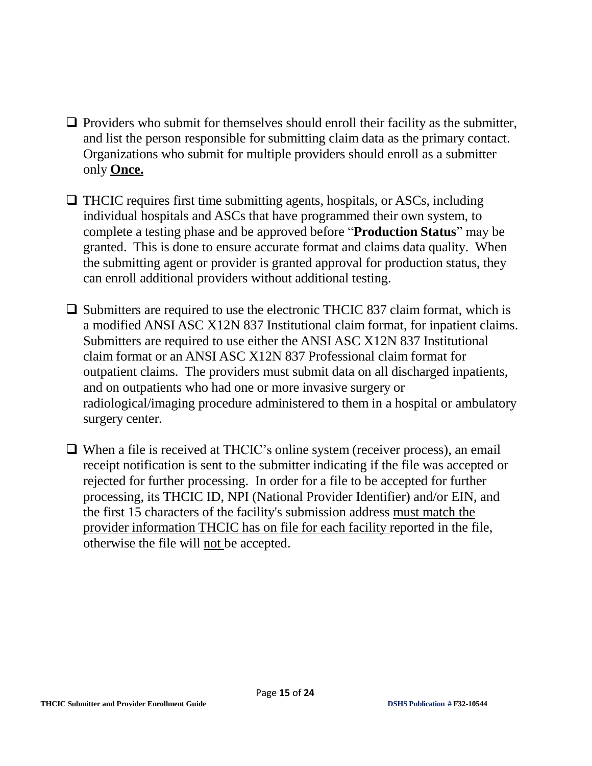- Providers who submit for themselves should enroll their facility as the submitter, and list the person responsible for submitting claim data as the primary contact. Organizations who submit for multiple providers should enroll as a submitter only **<u>Once.</u>**

- THCIC requires first time submitting agents, hospitals, or ASCs, including individual hospitals and ASCs that have programmed their own system, to complete a testing phase and be approved before "**Production Status**" may be granted. This is done to ensure accurate format and claims data quality. When the submitting agent or provider is granted approval for production status, they can enroll additional providers without additional testing.

- Submitters are required to use the electronic THCIC 837 claim format, which is a modified ANSI ASC X12N 837 Institutional claim format, for inpatient claims. Submitters are required to use either the ANSI ASC X12N 837 Institutional claim format or an ANSI ASC X12N 837 Professional claim format for outpatient claims. The providers must submit data on all discharged inpatients, and on outpatients who had one or more invasive surgery or radiological/imaging procedure administered to them in a hospital or ambulatory surgery center.

- When a file is received at THCIC's online system (receiver process), an email receipt notification is sent to the submitter indicating if the file was accepted or rejected for further processing. In order for a file to be accepted for further processing, its THCIC ID, NPI (National Provider Identifier) and/or EIN, and the first 15 characters of the facility's submission address <u>must match the provider information THCIC has on file for each facility</u> reported in the file, otherwise the file will <u>not</u> be accepted.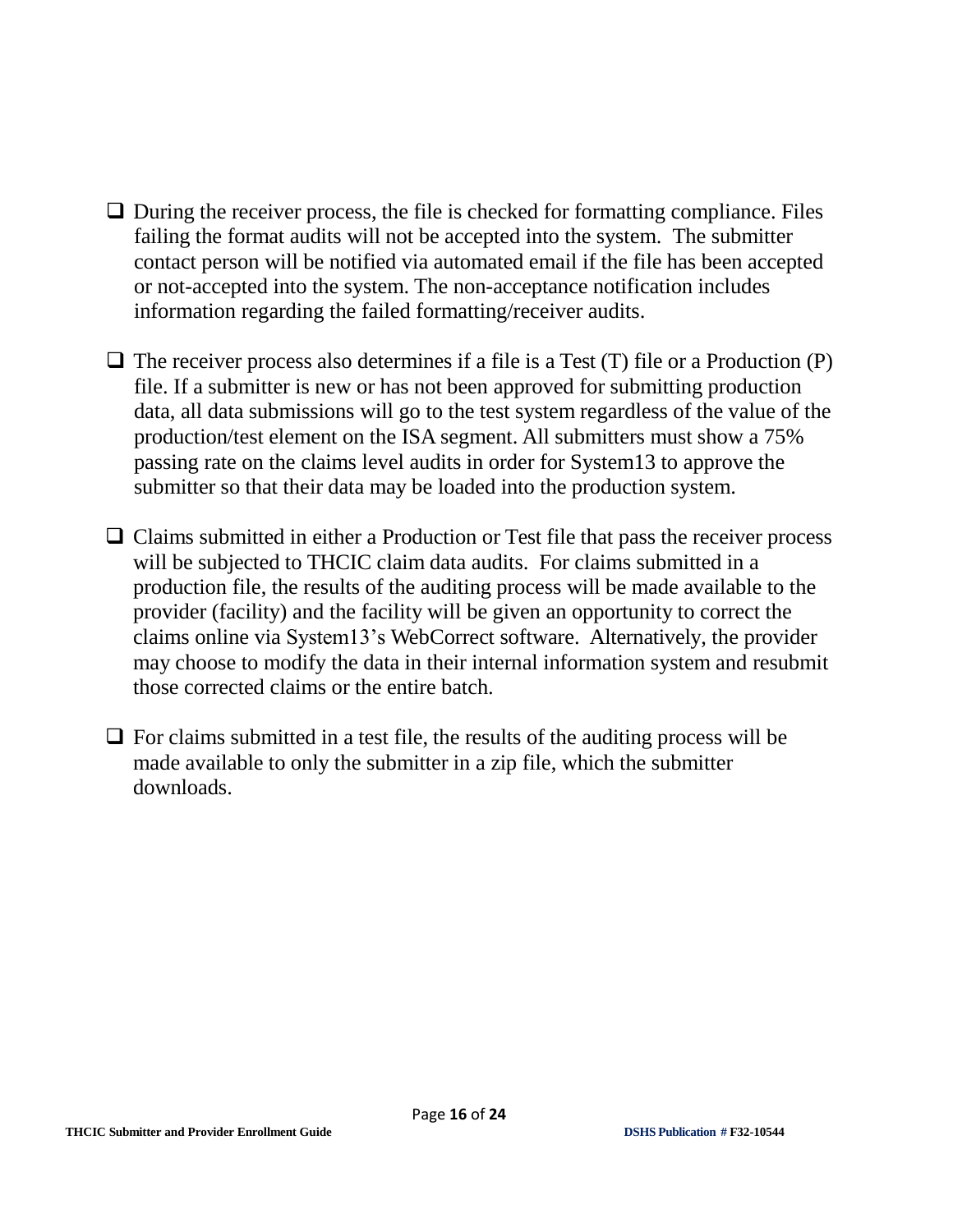- During the receiver process, the file is checked for formatting compliance. Files failing the format audits will not be accepted into the system. The submitter contact person will be notified via automated email if the file has been accepted or not-accepted into the system. The non-acceptance notification includes information regarding the failed formatting/receiver audits.

- The receiver process also determines if a file is a Test (T) file or a Production (P) file. If a submitter is new or has not been approved for submitting production data, all data submissions will go to the test system regardless of the value of the production/test element on the ISA segment. All submitters must show a 75% passing rate on the claims level audits in order for System13 to approve the submitter so that their data may be loaded into the production system.

- Claims submitted in either a Production or Test file that pass the receiver process will be subjected to THCIC claim data audits. For claims submitted in a production file, the results of the auditing process will be made available to the provider (facility) and the facility will be given an opportunity to correct the claims online via System13's WebCorrect software. Alternatively, the provider may choose to modify the data in their internal information system and resubmit those corrected claims or the entire batch.

- For claims submitted in a test file, the results of the auditing process will be made available to only the submitter in a zip file, which the submitter downloads.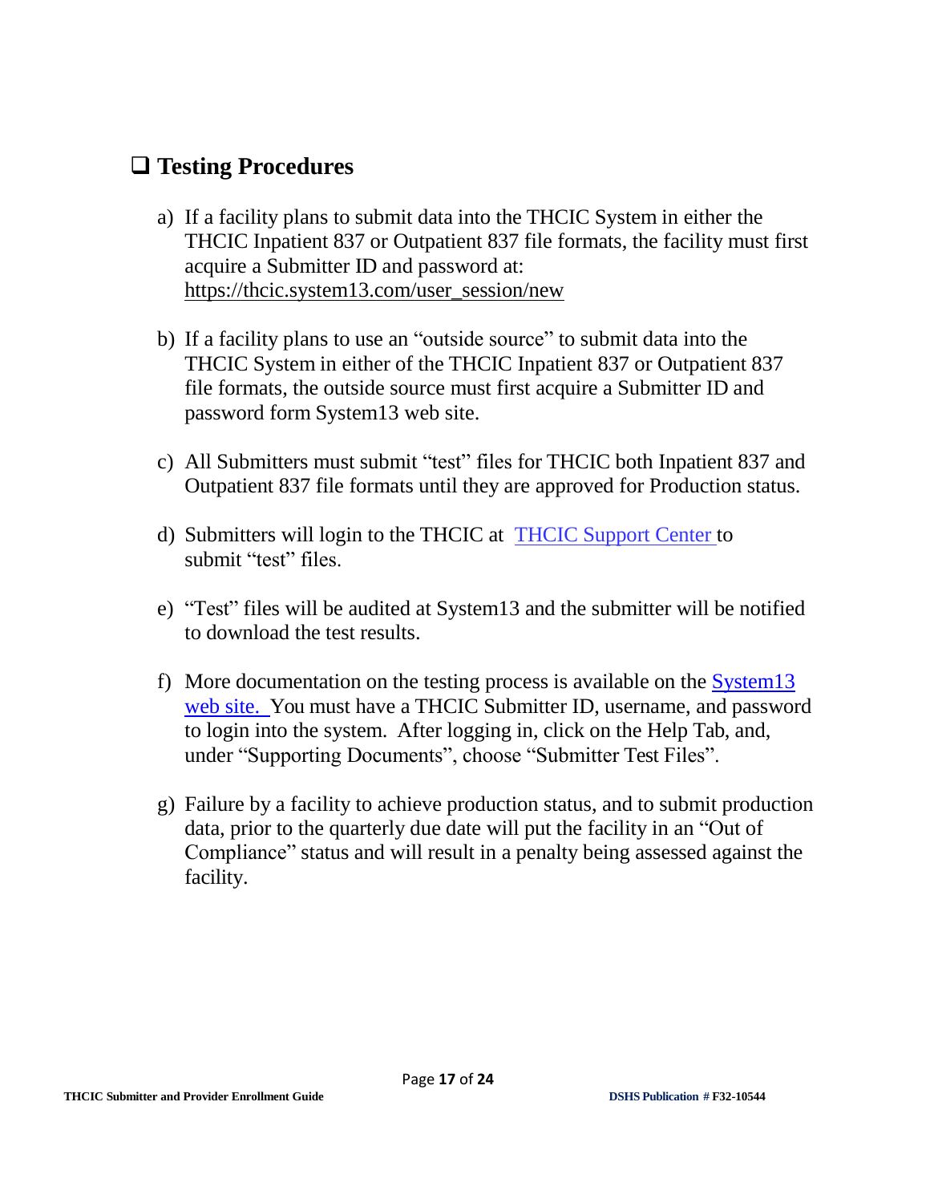## ❑ Testing Procedures

a) If a facility plans to submit data into the THCIC System in either the THCIC Inpatient 837 or Outpatient 837 file formats, the facility must first acquire a Submitter ID and password at: https://thcic.system13.com/user_session/new

b) If a facility plans to use an "outside source" to submit data into the THCIC System in either of the THCIC Inpatient 837 or Outpatient 837 file formats, the outside source must first acquire a Submitter ID and password form System13 web site.

c) All Submitters must submit "test" files for THCIC both Inpatient 837 and Outpatient 837 file formats until they are approved for Production status.

d) Submitters will login to the THCIC at THCIC Support Center to submit "test" files.

e) "Test" files will be audited at System13 and the submitter will be notified to download the test results.

f) More documentation on the testing process is available on the System13 web site. You must have a THCIC Submitter ID, username, and password to login into the system. After logging in, click on the Help Tab, and, under "Supporting Documents", choose "Submitter Test Files".

g) Failure by a facility to achieve production status, and to submit production data, prior to the quarterly due date will put the facility in an "Out of Compliance" status and will result in a penalty being assessed against the facility.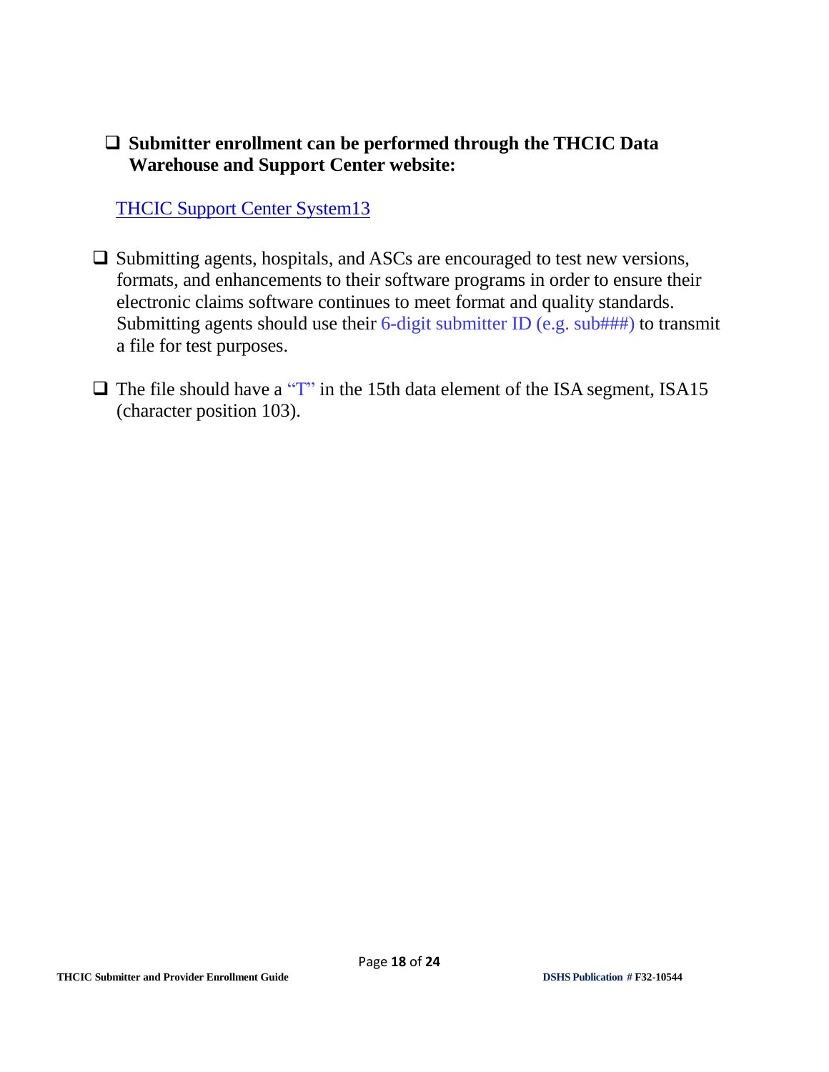- **Submitter enrollment can be performed through the THCIC Data Warehouse and Support Center website:**

  THCIC Support Center System13

- Submitting agents, hospitals, and ASCs are encouraged to test new versions, formats, and enhancements to their software programs in order to ensure their electronic claims software continues to meet format and quality standards. Submitting agents should use their 6-digit submitter ID (e.g. sub###) to transmit a file for test purposes.

- The file should have a "T" in the 15th data element of the ISA segment, ISA15 (character position 103).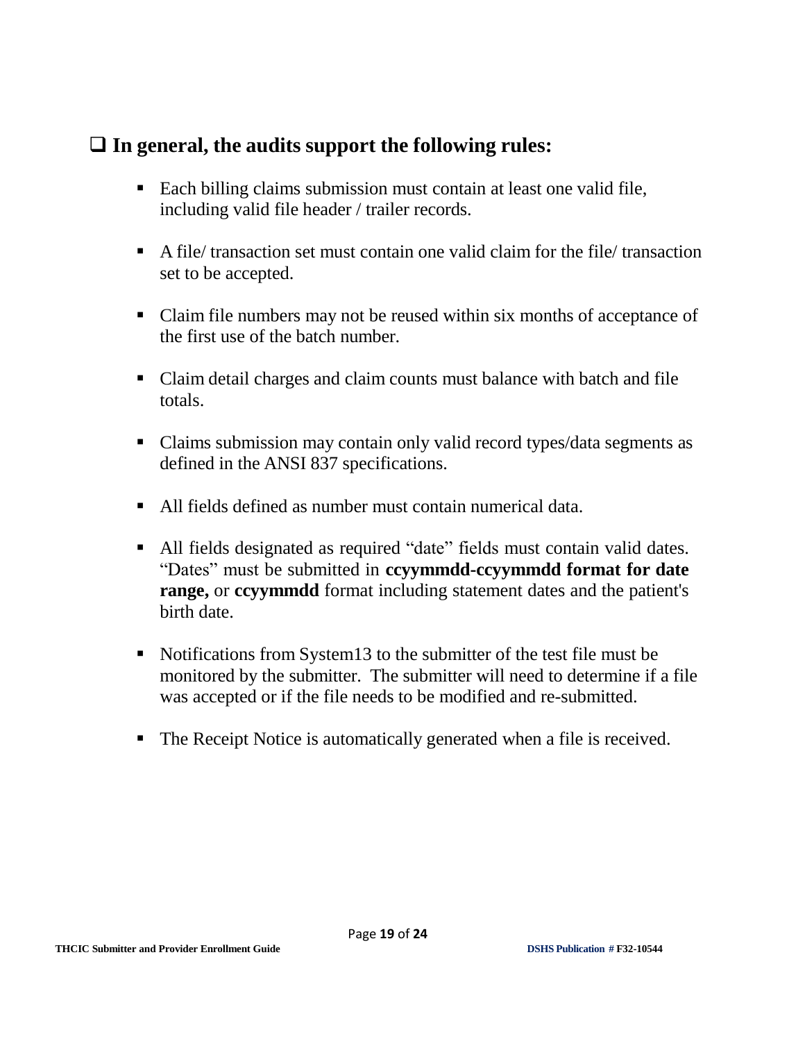## ❑ In general, the audits support the following rules:

- Each billing claims submission must contain at least one valid file, including valid file header / trailer records.
- A file/ transaction set must contain one valid claim for the file/ transaction set to be accepted.
- Claim file numbers may not be reused within six months of acceptance of the first use of the batch number.
- Claim detail charges and claim counts must balance with batch and file totals.
- Claims submission may contain only valid record types/data segments as defined in the ANSI 837 specifications.
- All fields defined as number must contain numerical data.
- All fields designated as required "date" fields must contain valid dates. "Dates" must be submitted in **ccyymmdd-ccyymmdd format for date range,** or **ccyymmdd** format including statement dates and the patient's birth date.
- Notifications from System13 to the submitter of the test file must be monitored by the submitter. The submitter will need to determine if a file was accepted or if the file needs to be modified and re-submitted.
- The Receipt Notice is automatically generated when a file is received.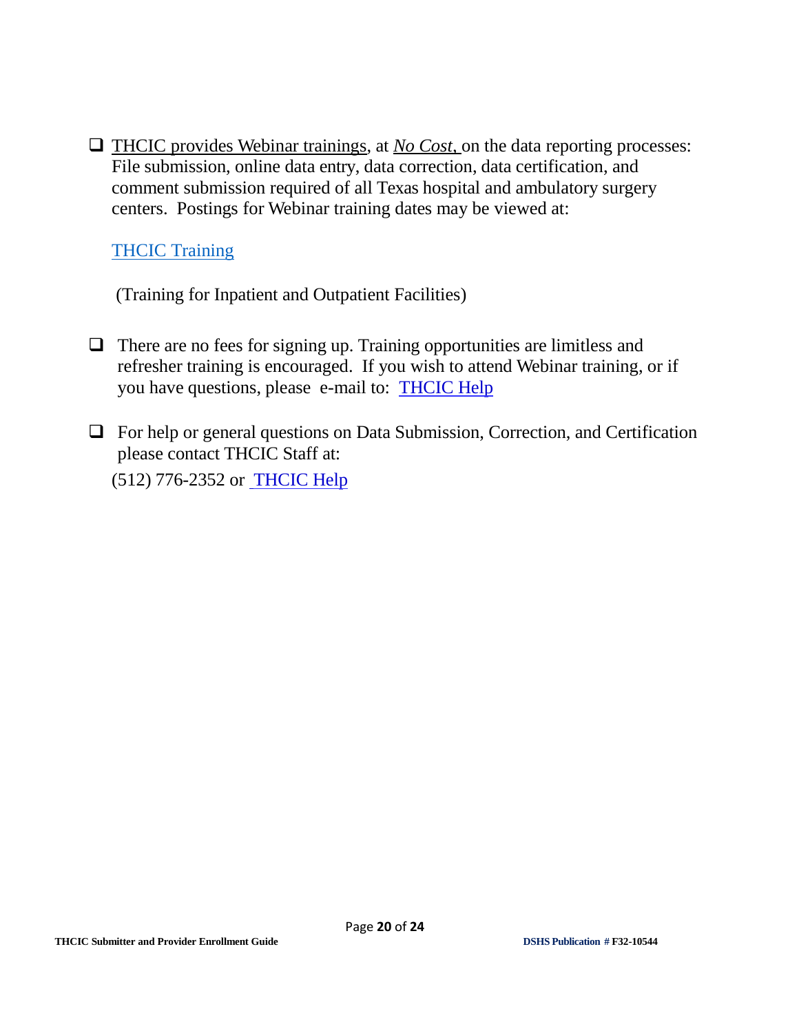- THCIC provides Webinar trainings, at ***No Cost***, on the data reporting processes: File submission, online data entry, data correction, data certification, and comment submission required of all Texas hospital and ambulatory surgery centers. Postings for Webinar training dates may be viewed at:

  THCIC Training

  (Training for Inpatient and Outpatient Facilities)

- There are no fees for signing up. Training opportunities are limitless and refresher training is encouraged. If you wish to attend Webinar training, or if you have questions, please e-mail to: THCIC Help

- For help or general questions on Data Submission, Correction, and Certification please contact THCIC Staff at:

  (512) 776-2352 or THCIC Help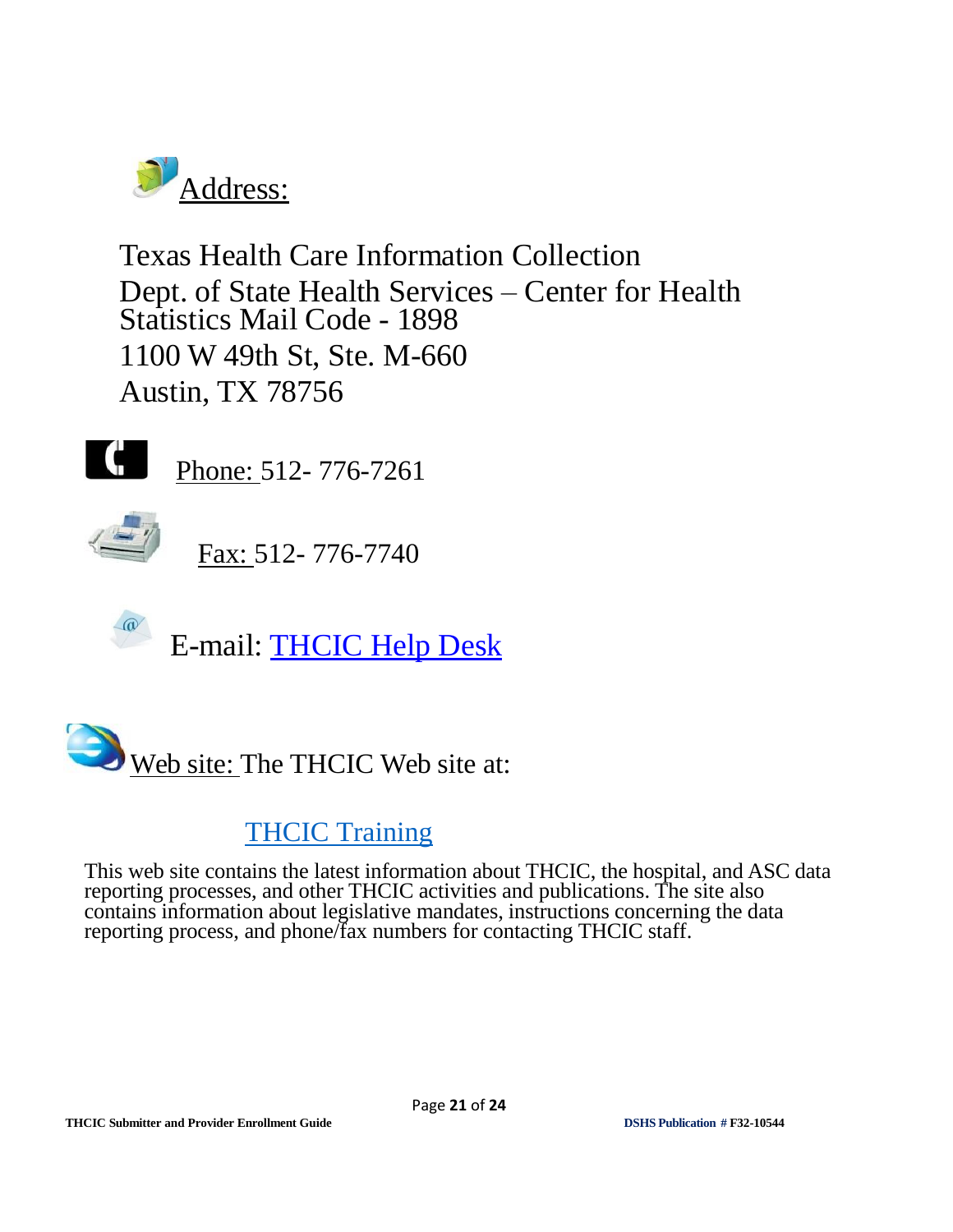Address:

Texas Health Care Information Collection
Dept. of State Health Services – Center for Health Statistics Mail Code - 1898
1100 W 49th St, Ste. M-660
Austin, TX 78756

Phone: 512- 776-7261

Fax: 512- 776-7740

E-mail: THCIC Help Desk

Web site: The THCIC Web site at:

THCIC Training

This web site contains the latest information about THCIC, the hospital, and ASC data reporting processes, and other THCIC activities and publications. The site also contains information about legislative mandates, instructions concerning the data reporting process, and phone/fax numbers for contacting THCIC staff.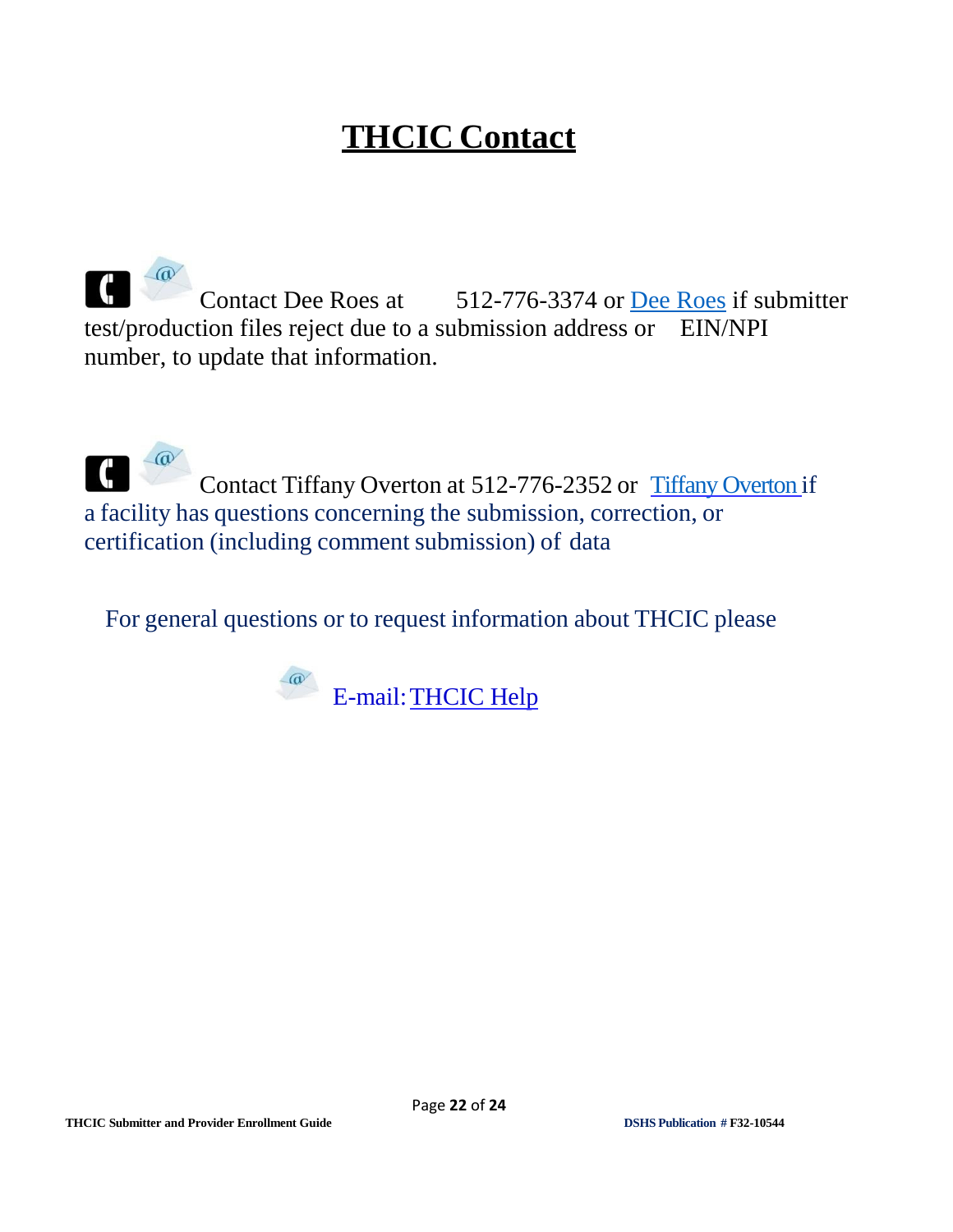# THCIC Contact

Contact Dee Roes at 512-776-3374 or Dee Roes if submitter test/production files reject due to a submission address or EIN/NPI number, to update that information.

Contact Tiffany Overton at 512-776-2352 or Tiffany Overton if a facility has questions concerning the submission, correction, or certification (including comment submission) of data

For general questions or to request information about THCIC please

E-mail: THCIC Help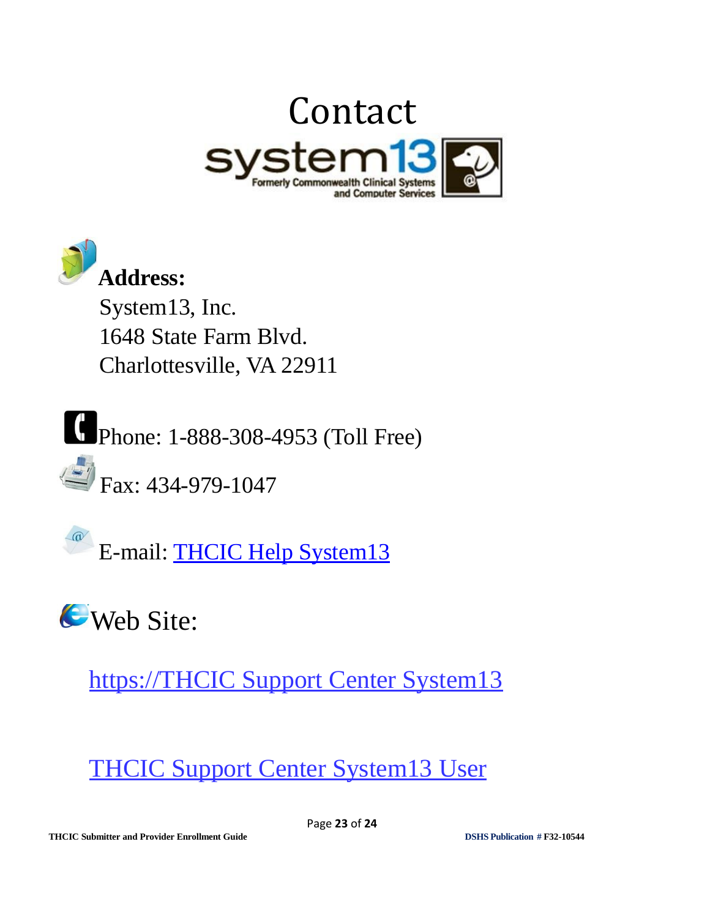# Contact

system13
Formerly Commonwealth Clinical Systems and Computer Services

**Address:**

System13, Inc.
1648 State Farm Blvd.
Charlottesville, VA 22911

Phone: 1-888-308-4953 (Toll Free)

Fax: 434-979-1047

E-mail: THCIC Help System13

Web Site:

https://THCIC Support Center System13

THCIC Support Center System13 User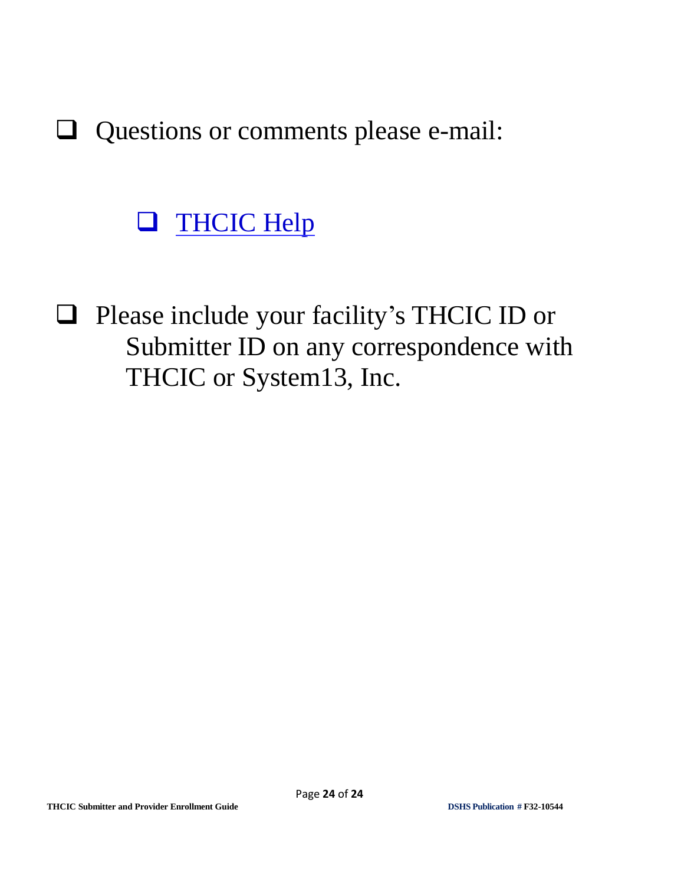- Questions or comments please e-mail:

  - THCIC Help

- Please include your facility's THCIC ID or Submitter ID on any correspondence with THCIC or System13, Inc.